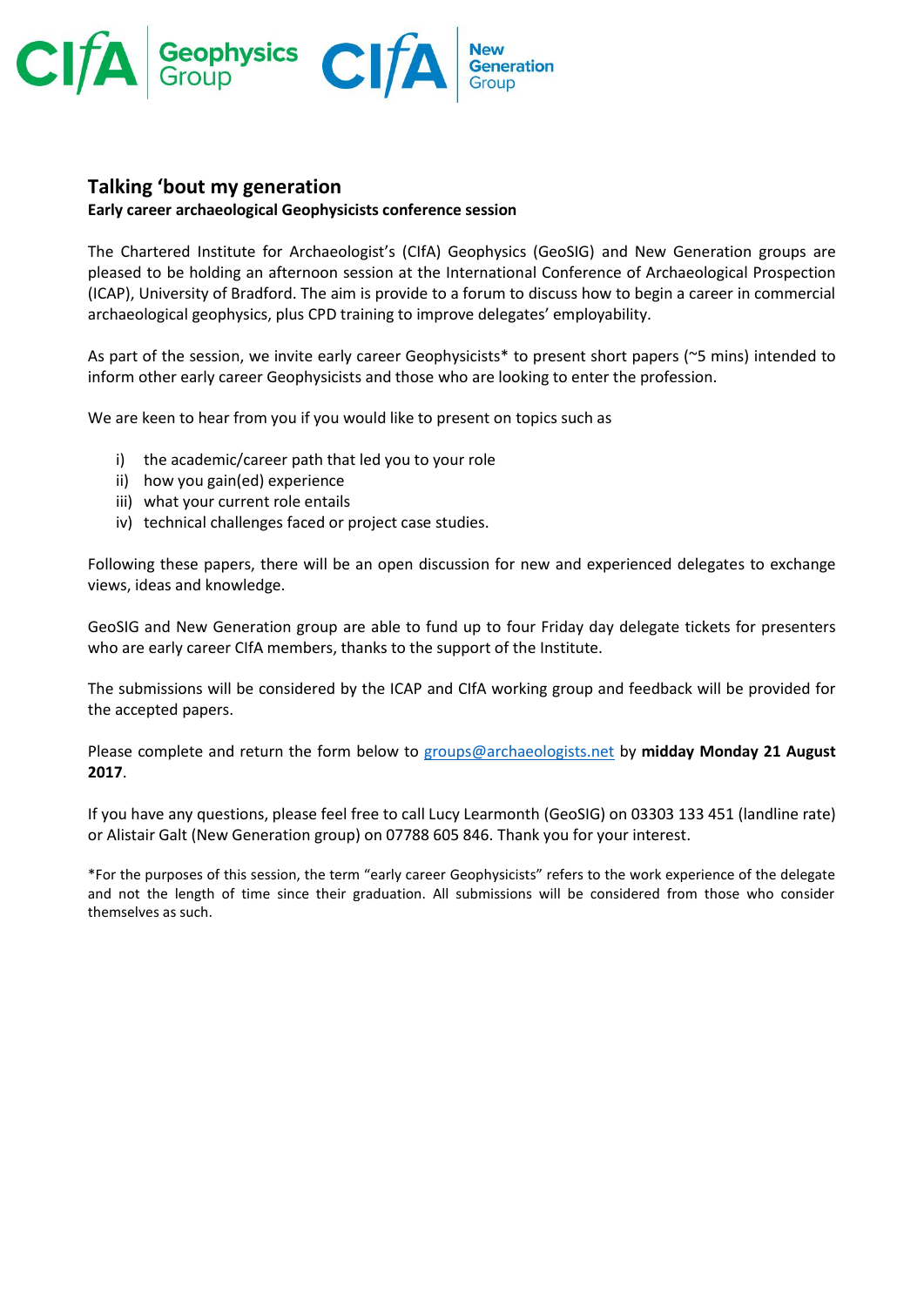CIfA Geophysics Group CIfA New Generation Group

## Talking 'bout my generation

**Early career archaeological Geophysicists conference session**

The Chartered Institute for Archaeologist's (CIfA) Geophysics (GeoSIG) and New Generation groups are pleased to be holding an afternoon session at the International Conference of Archaeological Prospection (ICAP), University of Bradford. The aim is provide to a forum to discuss how to begin a career in commercial archaeological geophysics, plus CPD training to improve delegates' employability.

As part of the session, we invite early career Geophysicists* to present short papers (~5 mins) intended to inform other early career Geophysicists and those who are looking to enter the profession.

We are keen to hear from you if you would like to present on topics such as

i) the academic/career path that led you to your role
ii) how you gain(ed) experience
iii) what your current role entails
iv) technical challenges faced or project case studies.

Following these papers, there will be an open discussion for new and experienced delegates to exchange views, ideas and knowledge.

GeoSIG and New Generation group are able to fund up to four Friday day delegate tickets for presenters who are early career CIfA members, thanks to the support of the Institute.

The submissions will be considered by the ICAP and CIfA working group and feedback will be provided for the accepted papers.

Please complete and return the form below to groups@archaeologists.net by **midday Monday 21 August 2017**.

If you have any questions, please feel free to call Lucy Learmonth (GeoSIG) on 03303 133 451 (landline rate) or Alistair Galt (New Generation group) on 07788 605 846. Thank you for your interest.

*For the purposes of this session, the term "early career Geophysicists" refers to the work experience of the delegate and not the length of time since their graduation. All submissions will be considered from those who consider themselves as such.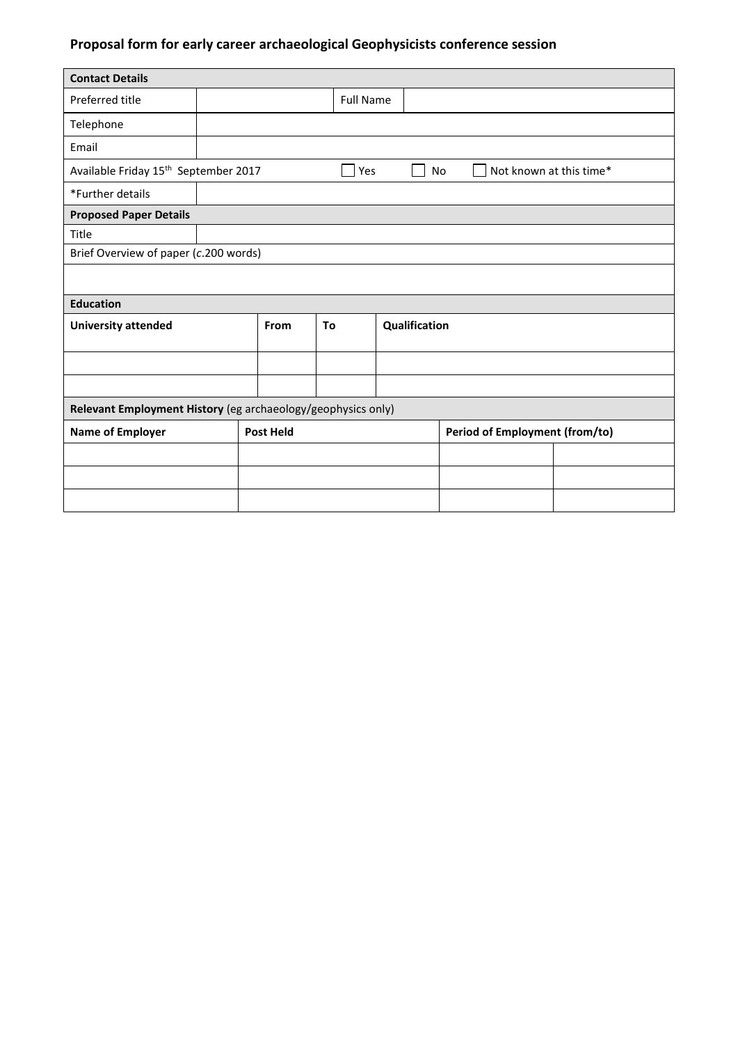**Proposal form for early career archaeological Geophysicists conference session**

| | | | |
|---|---|---|---|
| **Contact Details** | | | |
| Preferred title | | Full Name | |
| Telephone | | | |
| Email | | | |
| Available Friday 15th September 2017 | ☐ Yes | ☐ No | ☐ Not known at this time* |
| *Further details | | | |
| **Proposed Paper Details** | | | |
| Title | | | |
| Brief Overview of paper (*c*.200 words) | | | |
| | | | |

| **Education** | | | |
|---|---|---|---|
| **University attended** | **From** | **To** | **Qualification** |
| | | | |
| | | | |

| **Relevant Employment History** (eg archaeology/geophysics only) | | | |
|---|---|---|---|
| **Name of Employer** | **Post Held** | **Period of Employment (from/to)** | |
| | | | |
| | | | |
| | | | |